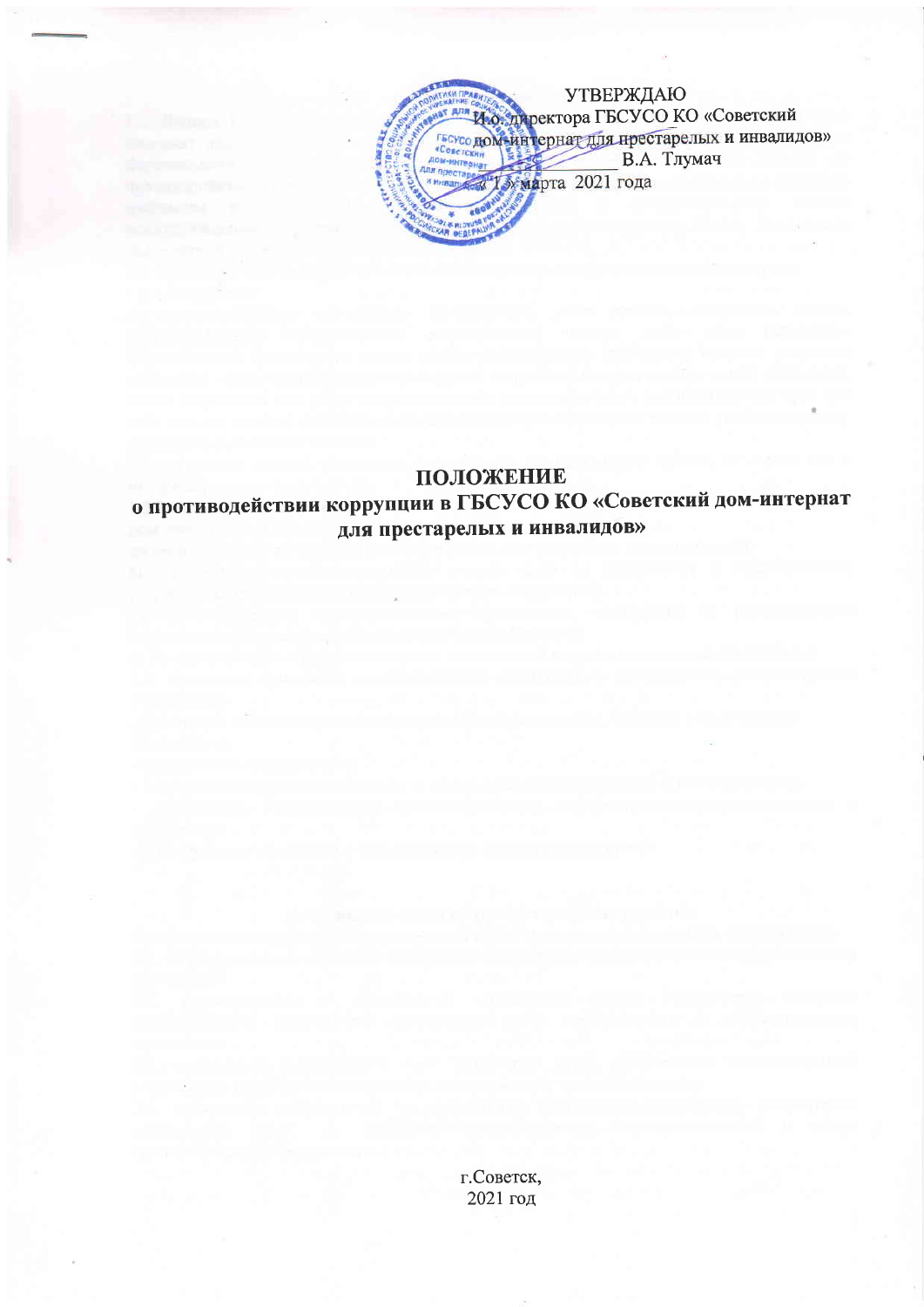УТВЕРЖДАЮ
И.о. директора ГБСУСО КО «Советский дом-интернат для престарелых и инвалидов»
_____________ В.А. Тлумач
«1» марта 2021 года

# ПОЛОЖЕНИЕ
## о противодействии коррупции в ГБСУСО КО «Советский дом-интернат для престарелых и инвалидов»

г.Советск,
2021 год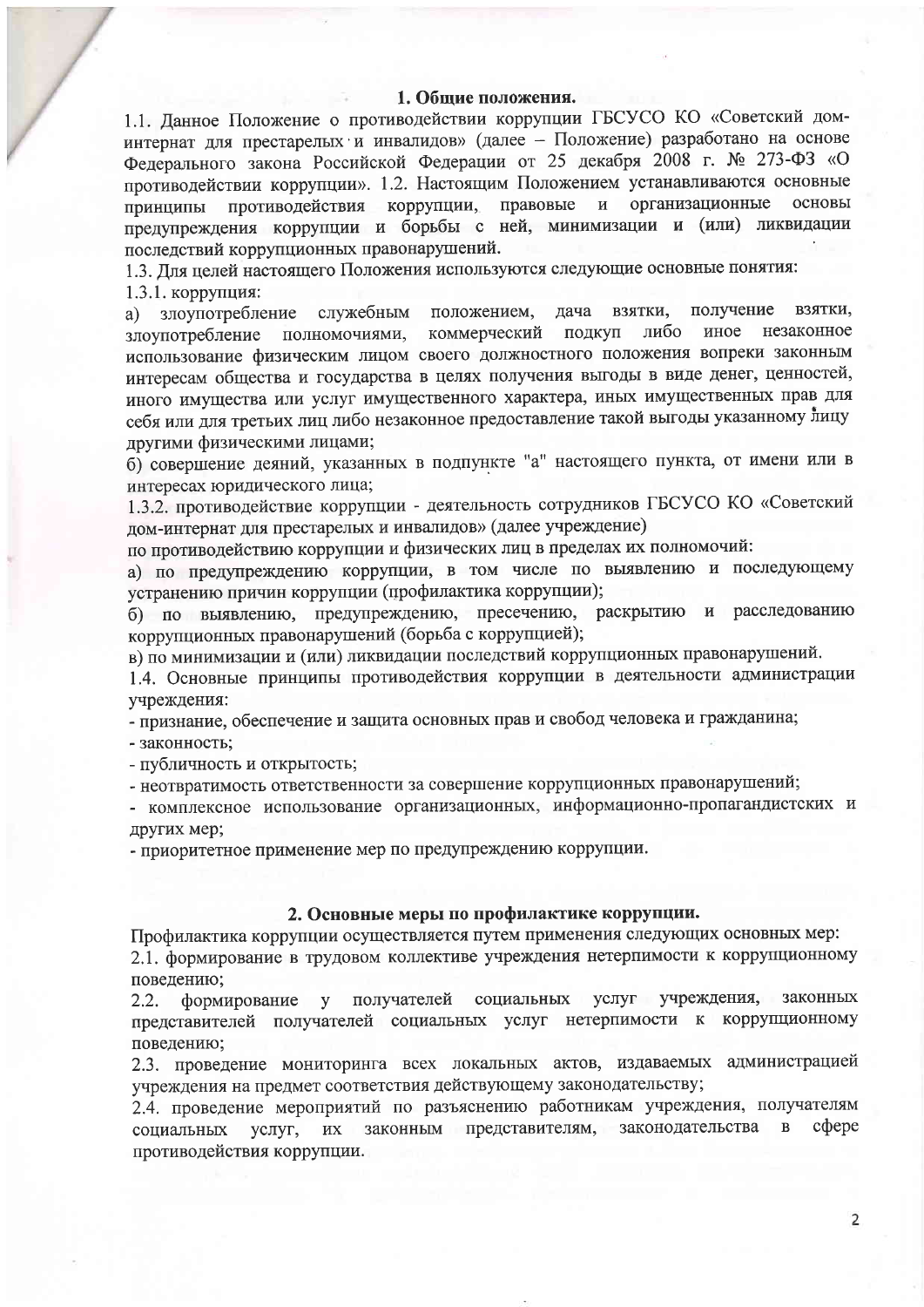## 1. Общие положения.

1.1. Данное Положение о противодействии коррупции ГБСУСО КО «Советский дом-интернат для престарелых и инвалидов» (далее – Положение) разработано на основе Федерального закона Российской Федерации от 25 декабря 2008 г. № 273-ФЗ «О противодействии коррупции». 1.2. Настоящим Положением устанавливаются основные принципы противодействия коррупции, правовые и организационные основы предупреждения коррупции и борьбы с ней, минимизации и (или) ликвидации последствий коррупционных правонарушений.

1.3. Для целей настоящего Положения используются следующие основные понятия:

1.3.1. коррупция:

а) злоупотребление служебным положением, дача взятки, получение взятки, злоупотребление полномочиями, коммерческий подкуп либо иное незаконное использование физическим лицом своего должностного положения вопреки законным интересам общества и государства в целях получения выгоды в виде денег, ценностей, иного имущества или услуг имущественного характера, иных имущественных прав для себя или для третьих лиц либо незаконное предоставление такой выгоды указанному лицу другими физическими лицами;

б) совершение деяний, указанных в подпункте "а" настоящего пункта, от имени или в интересах юридического лица;

1.3.2. противодействие коррупции - деятельность сотрудников ГБСУСО КО «Советский дом-интернат для престарелых и инвалидов» (далее учреждение) по противодействию коррупции и физических лиц в пределах их полномочий:

а) по предупреждению коррупции, в том числе по выявлению и последующему устранению причин коррупции (профилактика коррупции);

б) по выявлению, предупреждению, пресечению, раскрытию и расследованию коррупционных правонарушений (борьба с коррупцией);

в) по минимизации и (или) ликвидации последствий коррупционных правонарушений.

1.4. Основные принципы противодействия коррупции в деятельности администрации учреждения:

- признание, обеспечение и защита основных прав и свобод человека и гражданина;
- законность;
- публичность и открытость;
- неотвратимость ответственности за совершение коррупционных правонарушений;
- комплексное использование организационных, информационно-пропагандистских и других мер;
- приоритетное применение мер по предупреждению коррупции.

## 2. Основные меры по профилактике коррупции.

Профилактика коррупции осуществляется путем применения следующих основных мер:

2.1. формирование в трудовом коллективе учреждения нетерпимости к коррупционному поведению;

2.2. формирование у получателей социальных услуг учреждения, законных представителей получателей социальных услуг нетерпимости к коррупционному поведению;

2.3. проведение мониторинга всех локальных актов, издаваемых администрацией учреждения на предмет соответствия действующему законодательству;

2.4. проведение мероприятий по разъяснению работникам учреждения, получателям социальных услуг, их законным представителям, законодательства в сфере противодействия коррупции.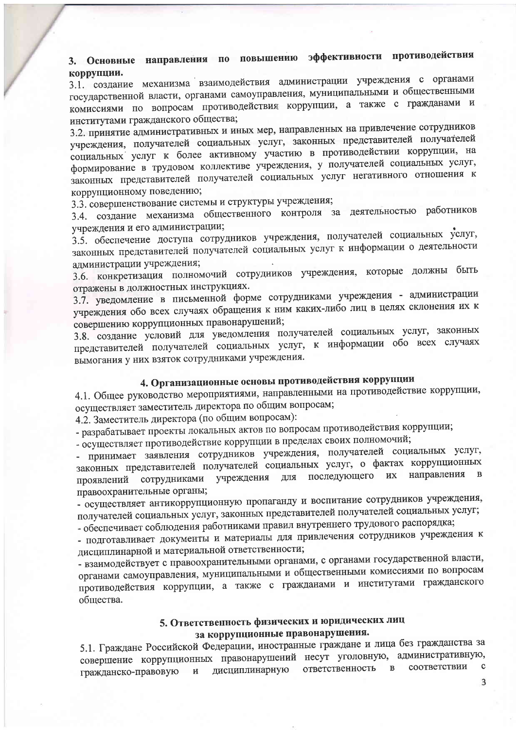## 3. Основные направления по повышению эффективности противодействия коррупции.

3.1. создание механизма взаимодействия администрации учреждения с органами государственной власти, органами самоуправления, муниципальными и общественными комиссиями по вопросам противодействия коррупции, а также с гражданами и институтами гражданского общества;

3.2. принятие административных и иных мер, направленных на привлечение сотрудников учреждения, получателей социальных услуг, законных представителей получателей социальных услуг к более активному участию в противодействии коррупции, на формирование в трудовом коллективе учреждения, у получателей социальных услуг, законных представителей получателей социальных услуг негативного отношения к коррупционному поведению;

3.3. совершенствование системы и структуры учреждения;

3.4. создание механизма общественного контроля за деятельностью работников учреждения и его администрации;

3.5. обеспечение доступа сотрудников учреждения, получателей социальных услуг, законных представителей получателей социальных услуг к информации о деятельности администрации учреждения;

3.6. конкретизация полномочий сотрудников учреждения, которые должны быть отражены в должностных инструкциях.

3.7. уведомление в письменной форме сотрудниками учреждения - администрации учреждения обо всех случаях обращения к ним каких-либо лиц в целях склонения их к совершению коррупционных правонарушений;

3.8. создание условий для уведомления получателей социальных услуг, законных представителей получателей социальных услуг, к информации обо всех случаях вымогания у них взяток сотрудниками учреждения.

## 4. Организационные основы противодействия коррупции

4.1. Общее руководство мероприятиями, направленными на противодействие коррупции, осуществляет заместитель директора по общим вопросам;

4.2. Заместитель директора (по общим вопросам):

- разрабатывает проекты локальных актов по вопросам противодействия коррупции;
- осуществляет противодействие коррупции в пределах своих полномочий;
- принимает заявления сотрудников учреждения, получателей социальных услуг, законных представителей получателей социальных услуг, о фактах коррупционных проявлений сотрудниками учреждения для последующего их направления в правоохранительные органы;
- осуществляет антикоррупционную пропаганду и воспитание сотрудников учреждения, получателей социальных услуг, законных представителей получателей социальных услуг;
- обеспечивает соблюдения работниками правил внутреннего трудового распорядка;
- подготавливает документы и материалы для привлечения сотрудников учреждения к дисциплинарной и материальной ответственности;
- взаимодействует с правоохранительными органами, с органами государственной власти, органами самоуправления, муниципальными и общественными комиссиями по вопросам противодействия коррупции, а также с гражданами и институтами гражданского общества.

## 5. Ответственность физических и юридических лиц за коррупционные правонарушения.

5.1. Граждане Российской Федерации, иностранные граждане и лица без гражданства за совершение коррупционных правонарушений несут уголовную, административную, гражданско-правовую и дисциплинарную ответственность в соответствии с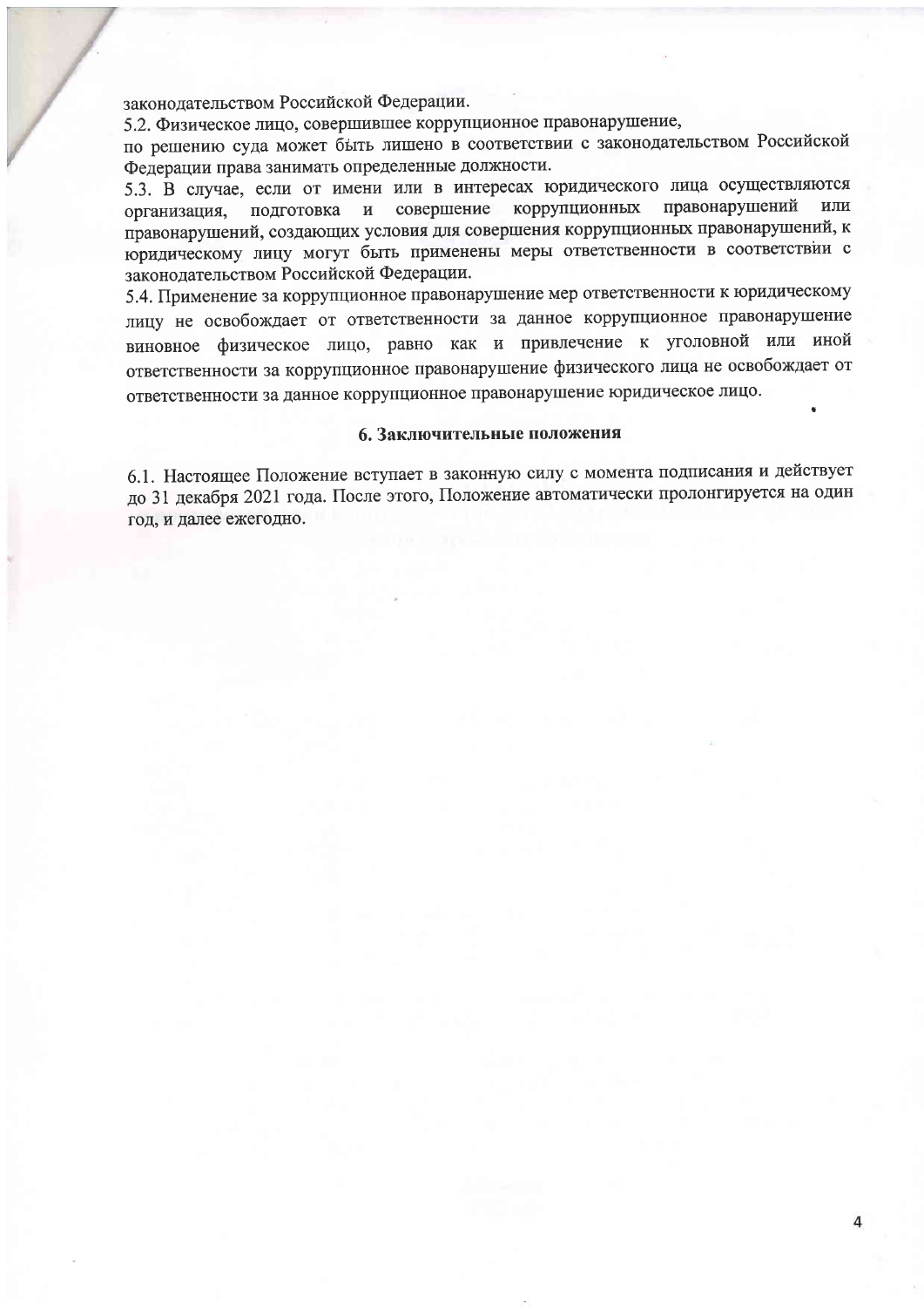законодательством Российской Федерации.

5.2. Физическое лицо, совершившее коррупционное правонарушение, по решению суда может быть лишено в соответствии с законодательством Российской Федерации права занимать определенные должности.

5.3. В случае, если от имени или в интересах юридического лица осуществляются организация, подготовка и совершение коррупционных правонарушений или правонарушений, создающих условия для совершения коррупционных правонарушений, к юридическому лицу могут быть применены меры ответственности в соответствии с законодательством Российской Федерации.

5.4. Применение за коррупционное правонарушение мер ответственности к юридическому лицу не освобождает от ответственности за данное коррупционное правонарушение виновное физическое лицо, равно как и привлечение к уголовной или иной ответственности за коррупционное правонарушение физического лица не освобождает от ответственности за данное коррупционное правонарушение юридическое лицо.

## 6. Заключительные положения

6.1. Настоящее Положение вступает в законную силу с момента подписания и действует до 31 декабря 2021 года. После этого, Положение автоматически пролонгируется на один год, и далее ежегодно.